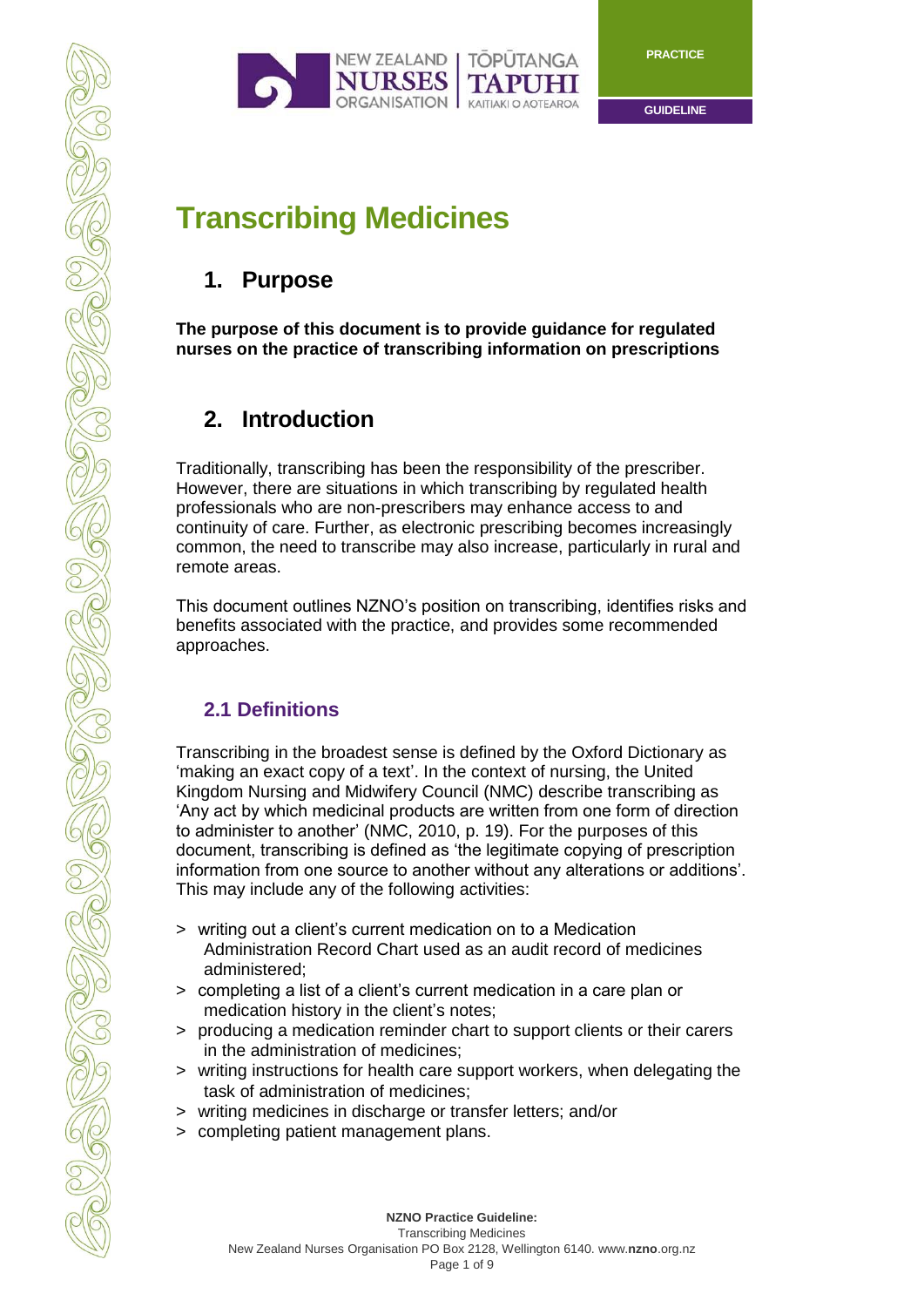PRACTICE

GUIDELINE

# Transcribing Medicines

## 1. Purpose

**The purpose of this document is to provide guidance for regulated nurses on the practice of transcribing information on prescriptions**

## 2. Introduction

Traditionally, transcribing has been the responsibility of the prescriber. However, there are situations in which transcribing by regulated health professionals who are non-prescribers may enhance access to and continuity of care. Further, as electronic prescribing becomes increasingly common, the need to transcribe may also increase, particularly in rural and remote areas.

This document outlines NZNO's position on transcribing, identifies risks and benefits associated with the practice, and provides some recommended approaches.

### 2.1 Definitions

Transcribing in the broadest sense is defined by the Oxford Dictionary as 'making an exact copy of a text'. In the context of nursing, the United Kingdom Nursing and Midwifery Council (NMC) describe transcribing as 'Any act by which medicinal products are written from one form of direction to administer to another' (NMC, 2010, p. 19). For the purposes of this document, transcribing is defined as 'the legitimate copying of prescription information from one source to another without any alterations or additions'. This may include any of the following activities:

> writing out a client's current medication on to a Medication Administration Record Chart used as an audit record of medicines administered;
> completing a list of a client's current medication in a care plan or medication history in the client's notes;
> producing a medication reminder chart to support clients or their carers in the administration of medicines;
> writing instructions for health care support workers, when delegating the task of administration of medicines;
> writing medicines in discharge or transfer letters; and/or
> completing patient management plans.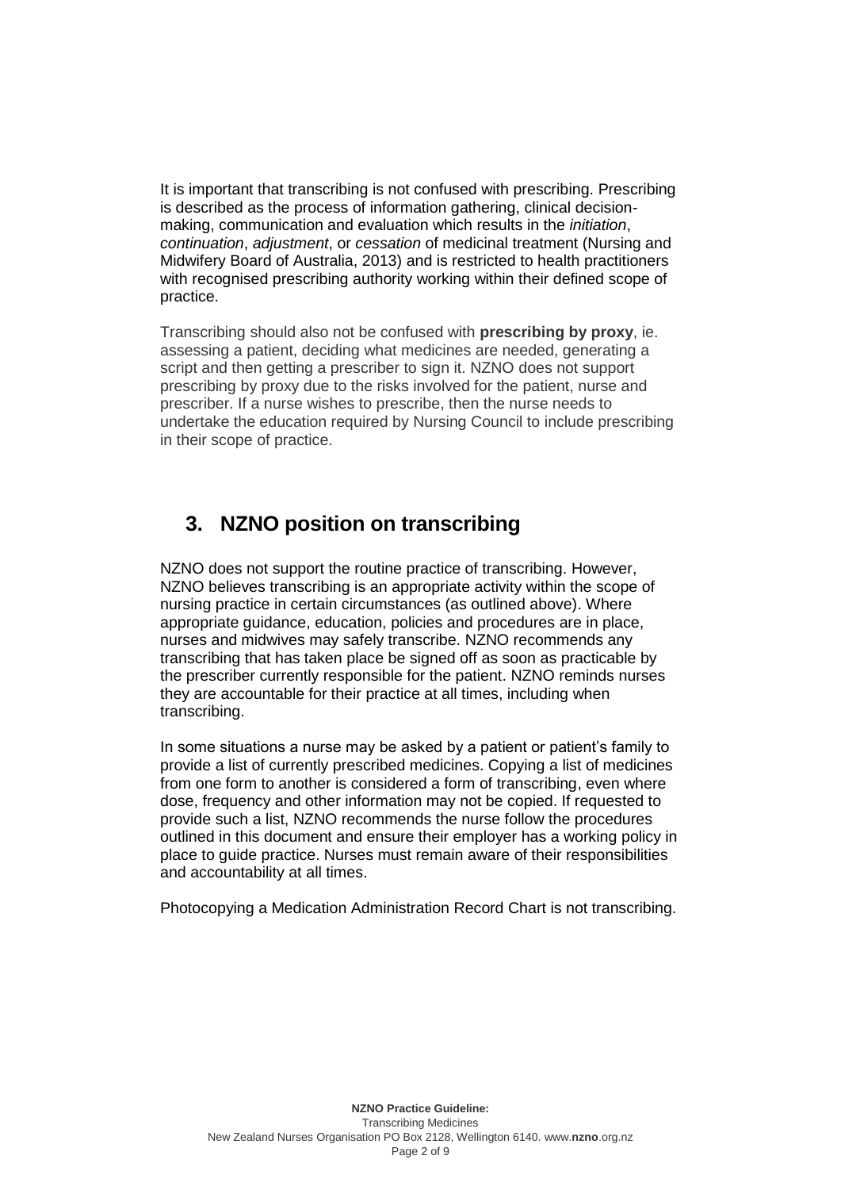It is important that transcribing is not confused with prescribing. Prescribing is described as the process of information gathering, clinical decision-making, communication and evaluation which results in the *initiation*, *continuation*, *adjustment*, or *cessation* of medicinal treatment (Nursing and Midwifery Board of Australia, 2013) and is restricted to health practitioners with recognised prescribing authority working within their defined scope of practice.

Transcribing should also not be confused with **prescribing by proxy**, ie. assessing a patient, deciding what medicines are needed, generating a script and then getting a prescriber to sign it. NZNO does not support prescribing by proxy due to the risks involved for the patient, nurse and prescriber. If a nurse wishes to prescribe, then the nurse needs to undertake the education required by Nursing Council to include prescribing in their scope of practice.

## 3. NZNO position on transcribing

NZNO does not support the routine practice of transcribing. However, NZNO believes transcribing is an appropriate activity within the scope of nursing practice in certain circumstances (as outlined above). Where appropriate guidance, education, policies and procedures are in place, nurses and midwives may safely transcribe. NZNO recommends any transcribing that has taken place be signed off as soon as practicable by the prescriber currently responsible for the patient. NZNO reminds nurses they are accountable for their practice at all times, including when transcribing.

In some situations a nurse may be asked by a patient or patient's family to provide a list of currently prescribed medicines. Copying a list of medicines from one form to another is considered a form of transcribing, even where dose, frequency and other information may not be copied. If requested to provide such a list, NZNO recommends the nurse follow the procedures outlined in this document and ensure their employer has a working policy in place to guide practice. Nurses must remain aware of their responsibilities and accountability at all times.

Photocopying a Medication Administration Record Chart is not transcribing.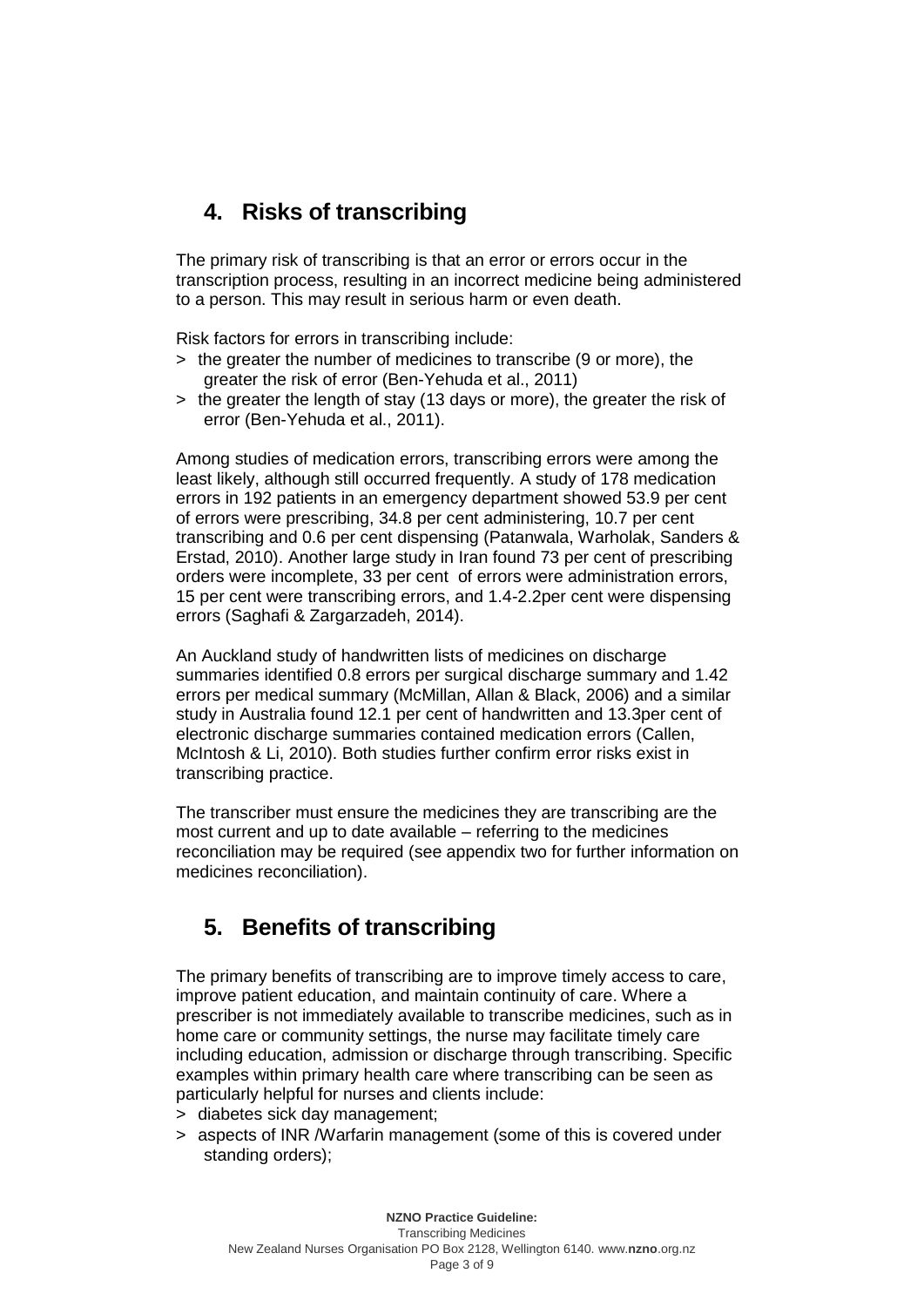## 4. Risks of transcribing

The primary risk of transcribing is that an error or errors occur in the transcription process, resulting in an incorrect medicine being administered to a person. This may result in serious harm or even death.

Risk factors for errors in transcribing include:

> the greater the number of medicines to transcribe (9 or more), the greater the risk of error (Ben-Yehuda et al., 2011)

> the greater the length of stay (13 days or more), the greater the risk of error (Ben-Yehuda et al., 2011).

Among studies of medication errors, transcribing errors were among the least likely, although still occurred frequently. A study of 178 medication errors in 192 patients in an emergency department showed 53.9 per cent of errors were prescribing, 34.8 per cent administering, 10.7 per cent transcribing and 0.6 per cent dispensing (Patanwala, Warholak, Sanders & Erstad, 2010). Another large study in Iran found 73 per cent of prescribing orders were incomplete, 33 per cent of errors were administration errors, 15 per cent were transcribing errors, and 1.4-2.2per cent were dispensing errors (Saghafi & Zargarzadeh, 2014).

An Auckland study of handwritten lists of medicines on discharge summaries identified 0.8 errors per surgical discharge summary and 1.42 errors per medical summary (McMillan, Allan & Black, 2006) and a similar study in Australia found 12.1 per cent of handwritten and 13.3per cent of electronic discharge summaries contained medication errors (Callen, McIntosh & Li, 2010). Both studies further confirm error risks exist in transcribing practice.

The transcriber must ensure the medicines they are transcribing are the most current and up to date available – referring to the medicines reconciliation may be required (see appendix two for further information on medicines reconciliation).

## 5. Benefits of transcribing

The primary benefits of transcribing are to improve timely access to care, improve patient education, and maintain continuity of care. Where a prescriber is not immediately available to transcribe medicines, such as in home care or community settings, the nurse may facilitate timely care including education, admission or discharge through transcribing. Specific examples within primary health care where transcribing can be seen as particularly helpful for nurses and clients include:

> diabetes sick day management;

> aspects of INR /Warfarin management (some of this is covered under standing orders);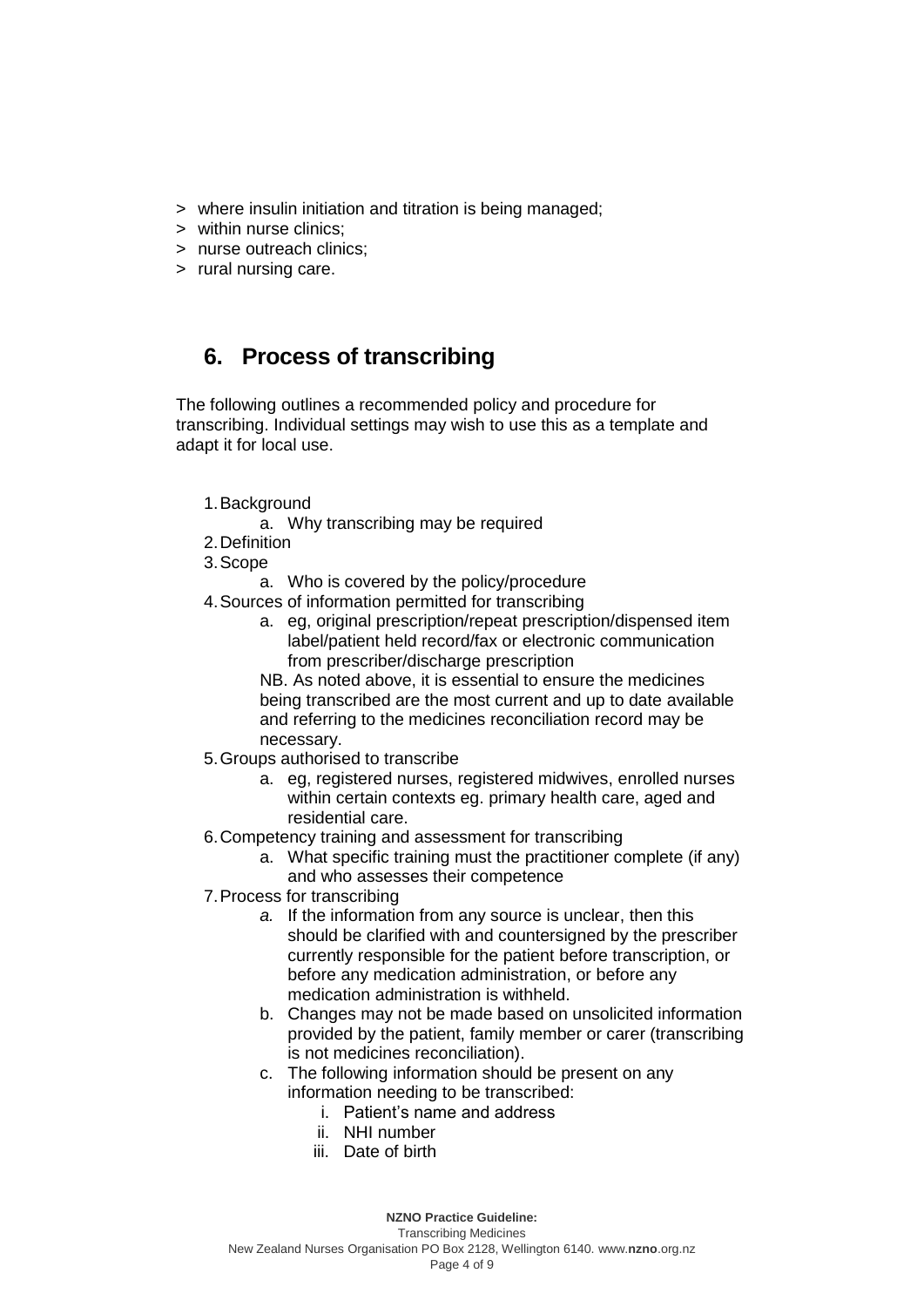> where insulin initiation and titration is being managed;
> within nurse clinics;
> nurse outreach clinics;
> rural nursing care.

## 6. Process of transcribing

The following outlines a recommended policy and procedure for transcribing. Individual settings may wish to use this as a template and adapt it for local use.

1. Background
   a. Why transcribing may be required
2. Definition
3. Scope
   a. Who is covered by the policy/procedure
4. Sources of information permitted for transcribing
   a. eg, original prescription/repeat prescription/dispensed item label/patient held record/fax or electronic communication from prescriber/discharge prescription

   NB. As noted above, it is essential to ensure the medicines being transcribed are the most current and up to date available and referring to the medicines reconciliation record may be necessary.
5. Groups authorised to transcribe
   a. eg, registered nurses, registered midwives, enrolled nurses within certain contexts eg. primary health care, aged and residential care.
6. Competency training and assessment for transcribing
   a. What specific training must the practitioner complete (if any) and who assesses their competence
7. Process for transcribing
   *a.* If the information from any source is unclear, then this should be clarified with and countersigned by the prescriber currently responsible for the patient before transcription, or before any medication administration, or before any medication administration is withheld.
   b. Changes may not be made based on unsolicited information provided by the patient, family member or carer (transcribing is not medicines reconciliation).
   c. The following information should be present on any information needing to be transcribed:
      i. Patient's name and address
      ii. NHI number
      iii. Date of birth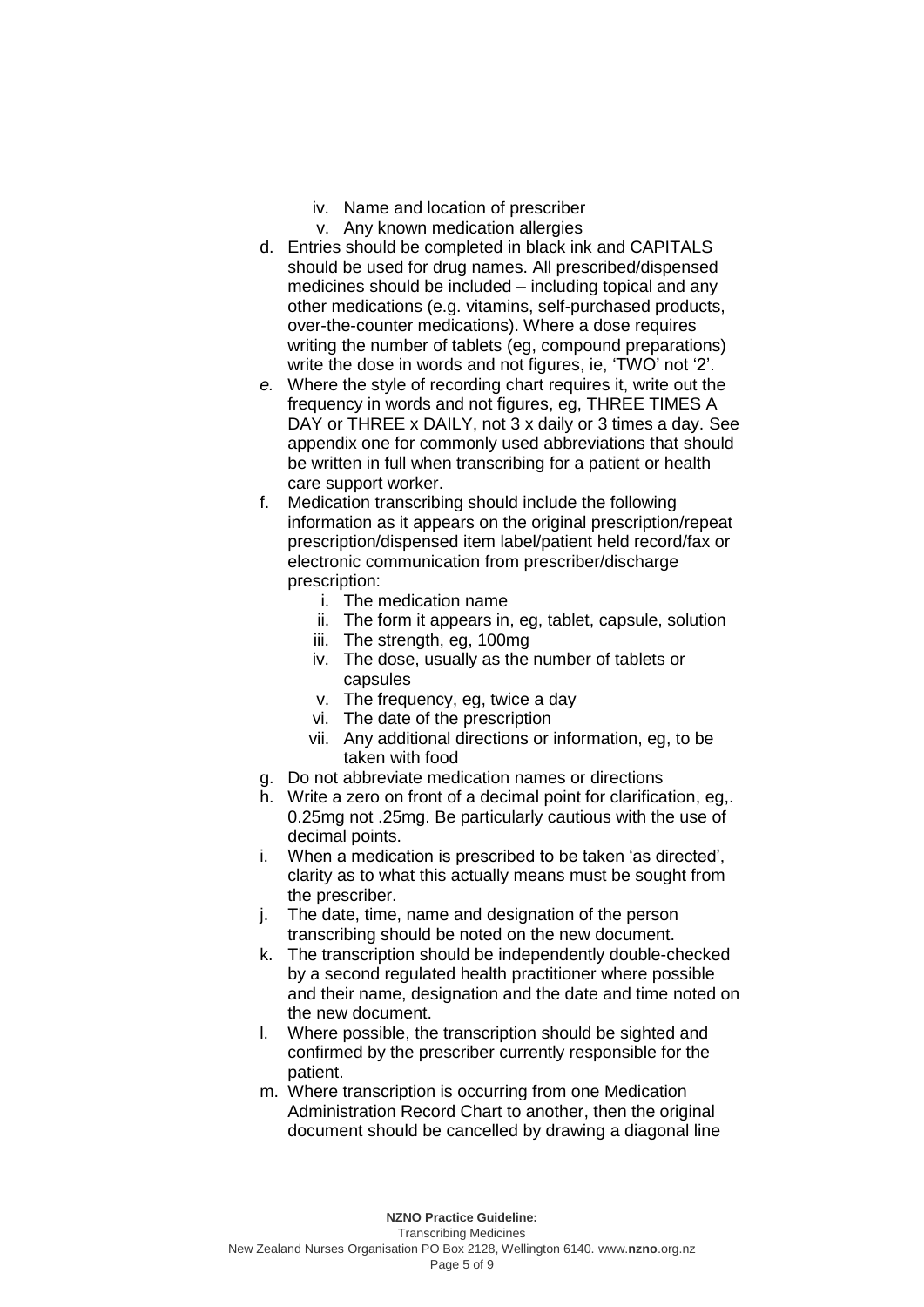iv. Name and location of prescriber
   v. Any known medication allergies

d. Entries should be completed in black ink and CAPITALS should be used for drug names. All prescribed/dispensed medicines should be included – including topical and any other medications (e.g. vitamins, self-purchased products, over-the-counter medications). Where a dose requires writing the number of tablets (eg, compound preparations) write the dose in words and not figures, ie, 'TWO' not '2'.

*e.* Where the style of recording chart requires it, write out the frequency in words and not figures, eg, THREE TIMES A DAY or THREE x DAILY, not 3 x daily or 3 times a day. See appendix one for commonly used abbreviations that should be written in full when transcribing for a patient or health care support worker.

f. Medication transcribing should include the following information as it appears on the original prescription/repeat prescription/dispensed item label/patient held record/fax or electronic communication from prescriber/discharge prescription:
   i. The medication name
   ii. The form it appears in, eg, tablet, capsule, solution
   iii. The strength, eg, 100mg
   iv. The dose, usually as the number of tablets or capsules
   v. The frequency, eg, twice a day
   vi. The date of the prescription
   vii. Any additional directions or information, eg, to be taken with food

g. Do not abbreviate medication names or directions

h. Write a zero on front of a decimal point for clarification, eg,. 0.25mg not .25mg. Be particularly cautious with the use of decimal points.

i. When a medication is prescribed to be taken 'as directed', clarity as to what this actually means must be sought from the prescriber.

j. The date, time, name and designation of the person transcribing should be noted on the new document.

k. The transcription should be independently double-checked by a second regulated health practitioner where possible and their name, designation and the date and time noted on the new document.

l. Where possible, the transcription should be sighted and confirmed by the prescriber currently responsible for the patient.

m. Where transcription is occurring from one Medication Administration Record Chart to another, then the original document should be cancelled by drawing a diagonal line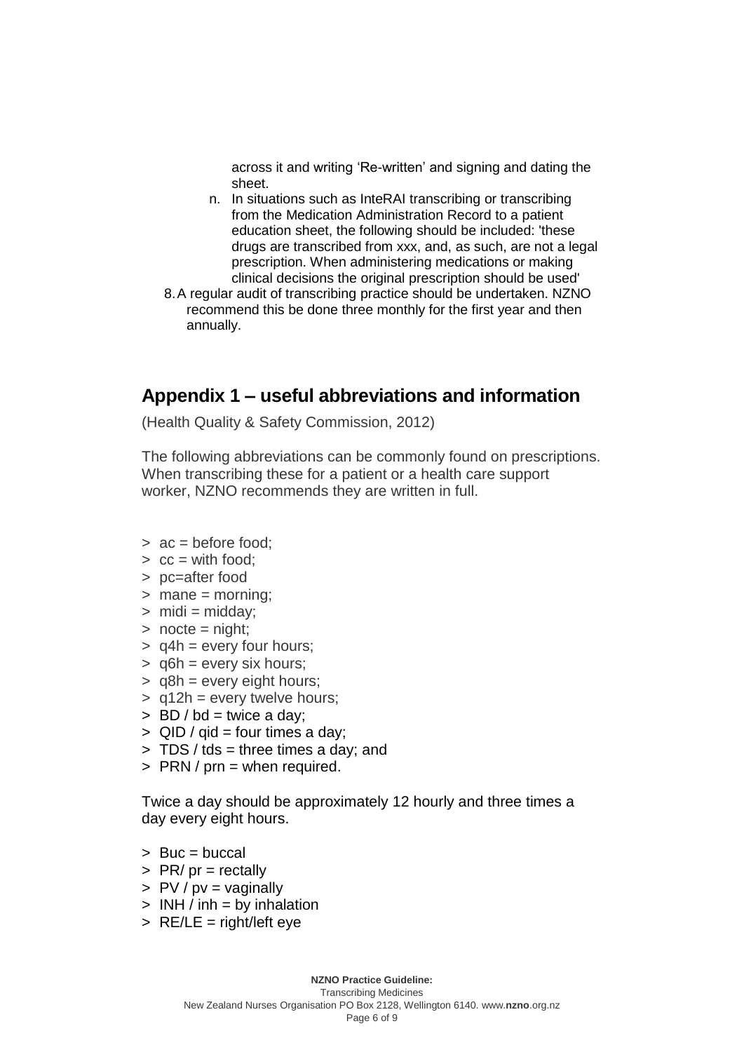across it and writing 'Re-written' and signing and dating the sheet.

   n. In situations such as InteRAI transcribing or transcribing from the Medication Administration Record to a patient education sheet, the following should be included: 'these drugs are transcribed from xxx, and, as such, are not a legal prescription. When administering medications or making clinical decisions the original prescription should be used'

8. A regular audit of transcribing practice should be undertaken. NZNO recommend this be done three monthly for the first year and then annually.

## Appendix 1 – useful abbreviations and information

(Health Quality & Safety Commission, 2012)

The following abbreviations can be commonly found on prescriptions. When transcribing these for a patient or a health care support worker, NZNO recommends they are written in full.

> ac = before food;
> cc = with food;
> pc=after food
> mane = morning;
> midi = midday;
> nocte = night;
> q4h = every four hours;
> q6h = every six hours;
> q8h = every eight hours;
> q12h = every twelve hours;
> BD / bd = twice a day;
> QID / qid = four times a day;
> TDS / tds = three times a day; and
> PRN / prn = when required.

Twice a day should be approximately 12 hourly and three times a day every eight hours.

> Buc = buccal
> PR/ pr = rectally
> PV / pv = vaginally
> INH / inh = by inhalation
> RE/LE = right/left eye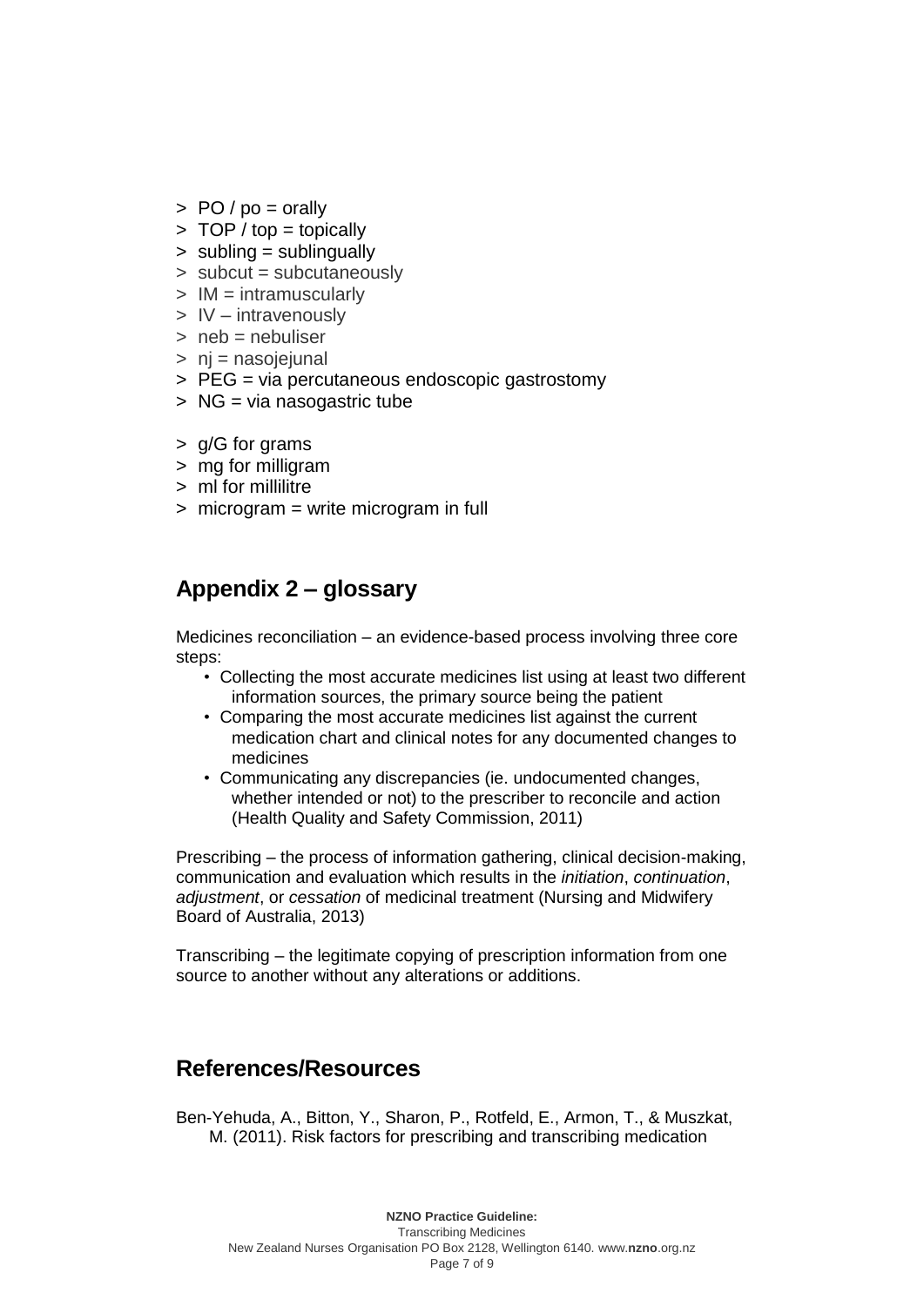> PO / po = orally
> TOP / top = topically
> subling = sublingually
> subcut = subcutaneously
> IM = intramuscularly
> IV – intravenously
> neb = nebuliser
> nj = nasojejunal
> PEG = via percutaneous endoscopic gastrostomy
> NG = via nasogastric tube

> g/G for grams
> mg for milligram
> ml for millilitre
> microgram = write microgram in full

## Appendix 2 – glossary

Medicines reconciliation – an evidence-based process involving three core steps:

- Collecting the most accurate medicines list using at least two different information sources, the primary source being the patient
- Comparing the most accurate medicines list against the current medication chart and clinical notes for any documented changes to medicines
- Communicating any discrepancies (ie. undocumented changes, whether intended or not) to the prescriber to reconcile and action (Health Quality and Safety Commission, 2011)

Prescribing – the process of information gathering, clinical decision-making, communication and evaluation which results in the *initiation*, *continuation*, *adjustment*, or *cessation* of medicinal treatment (Nursing and Midwifery Board of Australia, 2013)

Transcribing – the legitimate copying of prescription information from one source to another without any alterations or additions.

## References/Resources

Ben-Yehuda, A., Bitton, Y., Sharon, P., Rotfeld, E., Armon, T., & Muszkat, M. (2011). Risk factors for prescribing and transcribing medication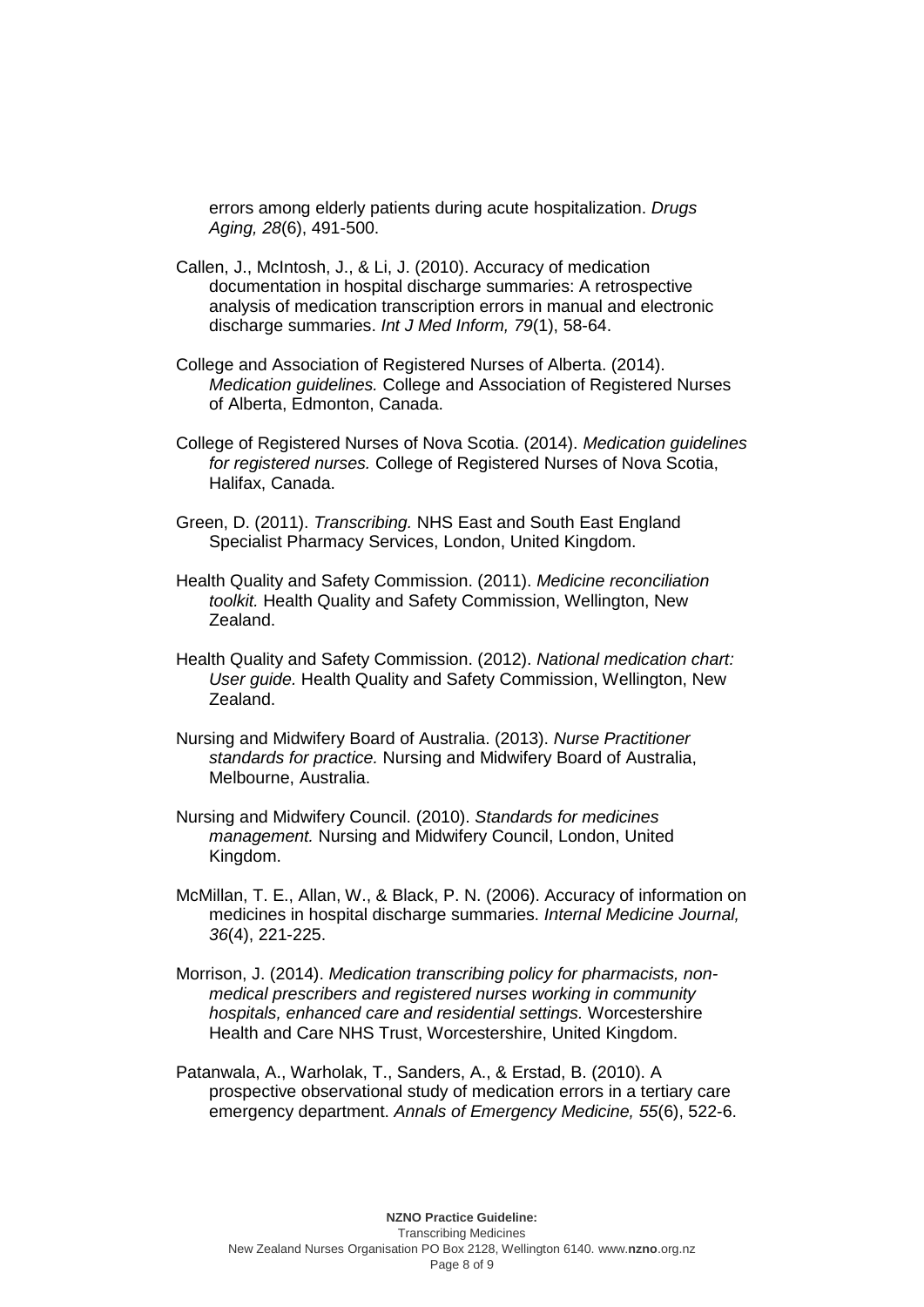errors among elderly patients during acute hospitalization. *Drugs Aging, 28*(6), 491-500.

Callen, J., McIntosh, J., & Li, J. (2010). Accuracy of medication documentation in hospital discharge summaries: A retrospective analysis of medication transcription errors in manual and electronic discharge summaries. *Int J Med Inform, 79*(1), 58-64.

College and Association of Registered Nurses of Alberta. (2014). *Medication guidelines.* College and Association of Registered Nurses of Alberta, Edmonton, Canada.

College of Registered Nurses of Nova Scotia. (2014). *Medication guidelines for registered nurses.* College of Registered Nurses of Nova Scotia, Halifax, Canada.

Green, D. (2011). *Transcribing.* NHS East and South East England Specialist Pharmacy Services, London, United Kingdom.

Health Quality and Safety Commission. (2011). *Medicine reconciliation toolkit.* Health Quality and Safety Commission, Wellington, New Zealand.

Health Quality and Safety Commission. (2012). *National medication chart: User guide.* Health Quality and Safety Commission, Wellington, New Zealand.

Nursing and Midwifery Board of Australia. (2013). *Nurse Practitioner standards for practice.* Nursing and Midwifery Board of Australia, Melbourne, Australia.

Nursing and Midwifery Council. (2010). *Standards for medicines management.* Nursing and Midwifery Council, London, United Kingdom.

McMillan, T. E., Allan, W., & Black, P. N. (2006). Accuracy of information on medicines in hospital discharge summaries. *Internal Medicine Journal, 36*(4), 221-225.

Morrison, J. (2014). *Medication transcribing policy for pharmacists, non-medical prescribers and registered nurses working in community hospitals, enhanced care and residential settings.* Worcestershire Health and Care NHS Trust, Worcestershire, United Kingdom.

Patanwala, A., Warholak, T., Sanders, A., & Erstad, B. (2010). A prospective observational study of medication errors in a tertiary care emergency department. *Annals of Emergency Medicine, 55*(6), 522-6.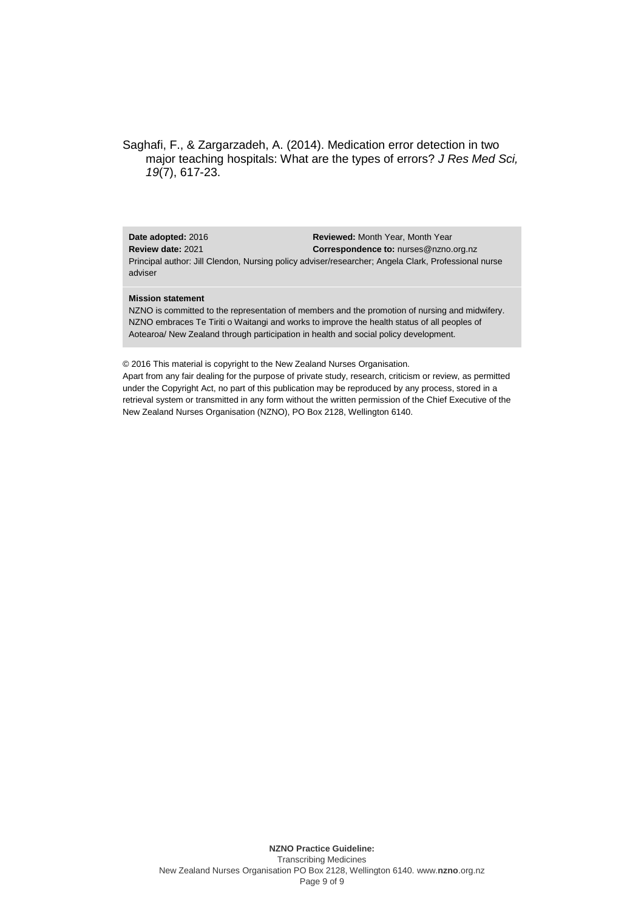Saghafi, F., & Zargarzadeh, A. (2014). Medication error detection in two major teaching hospitals: What are the types of errors? *J Res Med Sci, 19*(7), 617-23.

**Date adopted:** 2016 **Reviewed:** Month Year, Month Year

**Review date:** 2021 **Correspondence to:** nurses@nzno.org.nz

Principal author: Jill Clendon, Nursing policy adviser/researcher; Angela Clark, Professional nurse adviser

**Mission statement**

NZNO is committed to the representation of members and the promotion of nursing and midwifery. NZNO embraces Te Tiriti o Waitangi and works to improve the health status of all peoples of Aotearoa/ New Zealand through participation in health and social policy development.

© 2016 This material is copyright to the New Zealand Nurses Organisation.

Apart from any fair dealing for the purpose of private study, research, criticism or review, as permitted under the Copyright Act, no part of this publication may be reproduced by any process, stored in a retrieval system or transmitted in any form without the written permission of the Chief Executive of the New Zealand Nurses Organisation (NZNO), PO Box 2128, Wellington 6140.